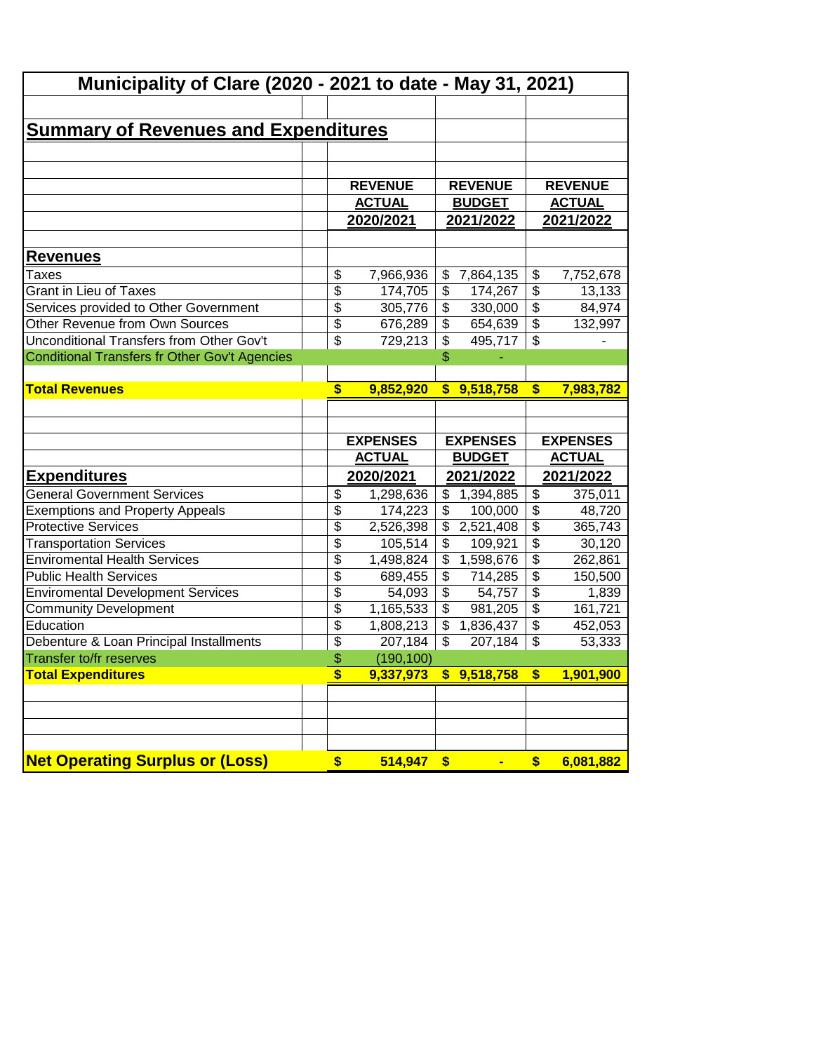# Municipality of Clare (2020 - 2021 to date - May 31, 2021)

## Summary of Revenues and Expenditures

| | REVENUE ACTUAL 2020/2021 | REVENUE BUDGET 2021/2022 | REVENUE ACTUAL 2021/2022 |
|---|---|---|---|
| **Revenues** | | | |
| Taxes | $ 7,966,936 | $ 7,864,135 | $ 7,752,678 |
| Grant in Lieu of Taxes | $ 174,705 | $ 174,267 | $ 13,133 |
| Services provided to Other Government | $ 305,776 | $ 330,000 | $ 84,974 |
| Other Revenue from Own Sources | $ 676,289 | $ 654,639 | $ 132,997 |
| Unconditional Transfers from Other Gov't | $ 729,213 | $ 495,717 | $ - |
| Conditional Transfers fr Other Gov't Agencies | | $ - | |
| **Total Revenues** | **$ 9,852,920** | **$ 9,518,758** | **$ 7,983,782** |

| | EXPENSES ACTUAL 2020/2021 | EXPENSES BUDGET 2021/2022 | EXPENSES ACTUAL 2021/2022 |
|---|---|---|---|
| **Expenditures** | | | |
| General Government Services | $ 1,298,636 | $ 1,394,885 | $ 375,011 |
| Exemptions and Property Appeals | $ 174,223 | $ 100,000 | $ 48,720 |
| Protective Services | $ 2,526,398 | $ 2,521,408 | $ 365,743 |
| Transportation Services | $ 105,514 | $ 109,921 | $ 30,120 |
| Enviromental Health Services | $ 1,498,824 | $ 1,598,676 | $ 262,861 |
| Public Health Services | $ 689,455 | $ 714,285 | $ 150,500 |
| Enviromental Development Services | $ 54,093 | $ 54,757 | $ 1,839 |
| Community Development | $ 1,165,533 | $ 981,205 | $ 161,721 |
| Education | $ 1,808,213 | $ 1,836,437 | $ 452,053 |
| Debenture & Loan Principal Installments | $ 207,184 | $ 207,184 | $ 53,333 |
| Transfer to/fr reserves | $ (190,100) | | |
| **Total Expenditures** | **$ 9,337,973** | **$ 9,518,758** | **$ 1,901,900** |
| | | | |
| **Net Operating Surplus or (Loss)** | **$ 514,947** | **$ -** | **$ 6,081,882** |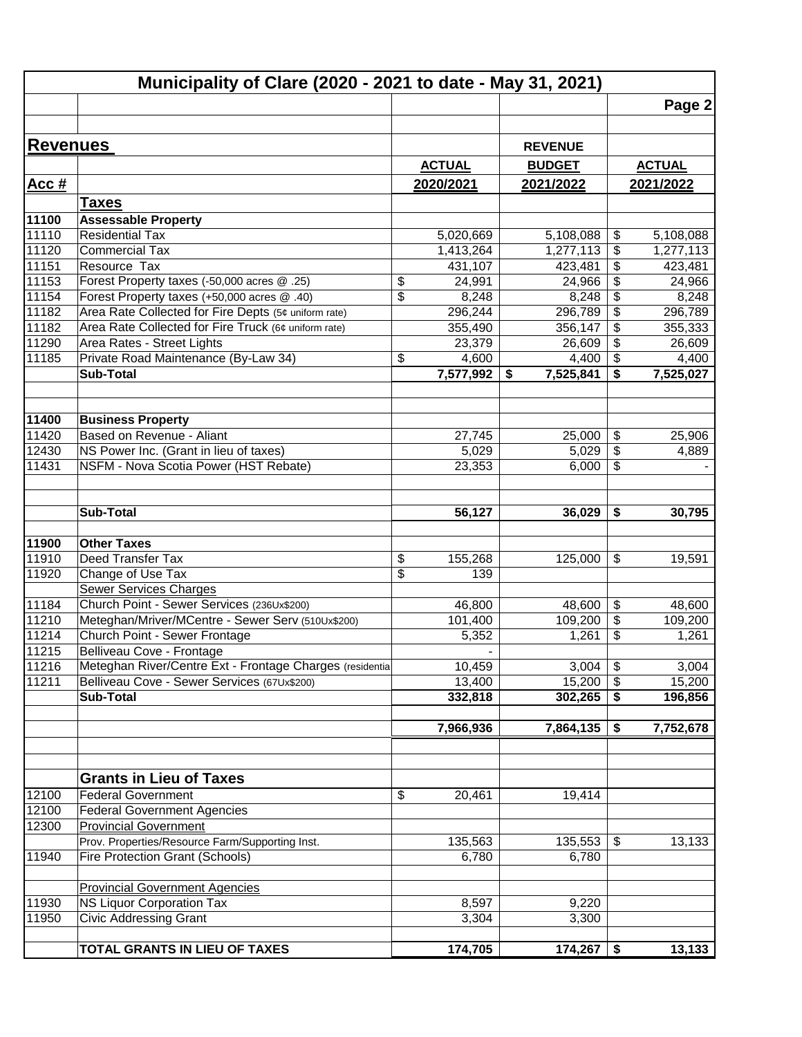# Municipality of Clare (2020 - 2021 to date - May 31, 2021)

| | | | | |
|---|---|---|---|---|
| **Revenues** | | | **REVENUE** | |
| | | **ACTUAL** | **BUDGET** | **ACTUAL** |
| **Acc #** | | **2020/2021** | **2021/2022** | **2021/2022** |
| | **Taxes** | | | |
| **11100** | **Assessable Property** | | | |
| 11110 | Residential Tax | 5,020,669 | 5,108,088 | $ 5,108,088 |
| 11120 | Commercial Tax | 1,413,264 | 1,277,113 | $ 1,277,113 |
| 11151 | Resource Tax | 431,107 | 423,481 | $ 423,481 |
| 11153 | Forest Property taxes (-50,000 acres @ .25) | $ 24,991 | 24,966 | $ 24,966 |
| 11154 | Forest Property taxes (+50,000 acres @ .40) | $ 8,248 | 8,248 | $ 8,248 |
| 11182 | Area Rate Collected for Fire Depts (5¢ uniform rate) | 296,244 | 296,789 | $ 296,789 |
| 11182 | Area Rate Collected for Fire Truck (6¢ uniform rate) | 355,490 | 356,147 | $ 355,333 |
| 11290 | Area Rates - Street Lights | 23,379 | 26,609 | $ 26,609 |
| 11185 | Private Road Maintenance (By-Law 34) | $ 4,600 | 4,400 | $ 4,400 |
| | **Sub-Total** | **7,577,992** | **$ 7,525,841** | **$ 7,525,027** |
| | | | | |
| **11400** | **Business Property** | | | |
| 11420 | Based on Revenue - Aliant | 27,745 | 25,000 | $ 25,906 |
| 12430 | NS Power Inc. (Grant in lieu of taxes) | 5,029 | 5,029 | $ 4,889 |
| 11431 | NSFM - Nova Scotia Power (HST Rebate) | 23,353 | 6,000 | $ - |
| | | | | |
| | **Sub-Total** | **56,127** | **36,029** | **$ 30,795** |
| | | | | |
| **11900** | **Other Taxes** | | | |
| 11910 | Deed Transfer Tax | $ 155,268 | 125,000 | $ 19,591 |
| 11920 | Change of Use Tax | $ 139 | | |
| | Sewer Services Charges | | | |
| 11184 | Church Point - Sewer Services (236Ux$200) | 46,800 | 48,600 | $ 48,600 |
| 11210 | Meteghan/Mriver/MCentre - Sewer Serv (510Ux$200) | 101,400 | 109,200 | $ 109,200 |
| 11214 | Church Point - Sewer Frontage | 5,352 | 1,261 | $ 1,261 |
| 11215 | Belliveau Cove - Frontage | - | | |
| 11216 | Meteghan River/Centre Ext - Frontage Charges (residentia | 10,459 | 3,004 | $ 3,004 |
| 11211 | Belliveau Cove - Sewer Services (67Ux$200) | 13,400 | 15,200 | $ 15,200 |
| | **Sub-Total** | **332,818** | **302,265** | **$ 196,856** |
| | | | | |
| | | **7,966,936** | **7,864,135** | **$ 7,752,678** |
| | | | | |
| | **Grants in Lieu of Taxes** | | | |
| 12100 | Federal Government | $ 20,461 | 19,414 | |
| 12100 | Federal Government Agencies | | | |
| 12300 | Provincial Government | | | |
| | Prov. Properties/Resource Farm/Supporting Inst. | 135,563 | 135,553 | $ 13,133 |
| 11940 | Fire Protection Grant (Schools) | 6,780 | 6,780 | |
| | | | | |
| | Provincial Government Agencies | | | |
| 11930 | NS Liquor Corporation Tax | 8,597 | 9,220 | |
| 11950 | Civic Addressing Grant | 3,304 | 3,300 | |
| | | | | |
| | **TOTAL GRANTS IN LIEU OF TAXES** | **174,705** | **174,267** | **$ 13,133** |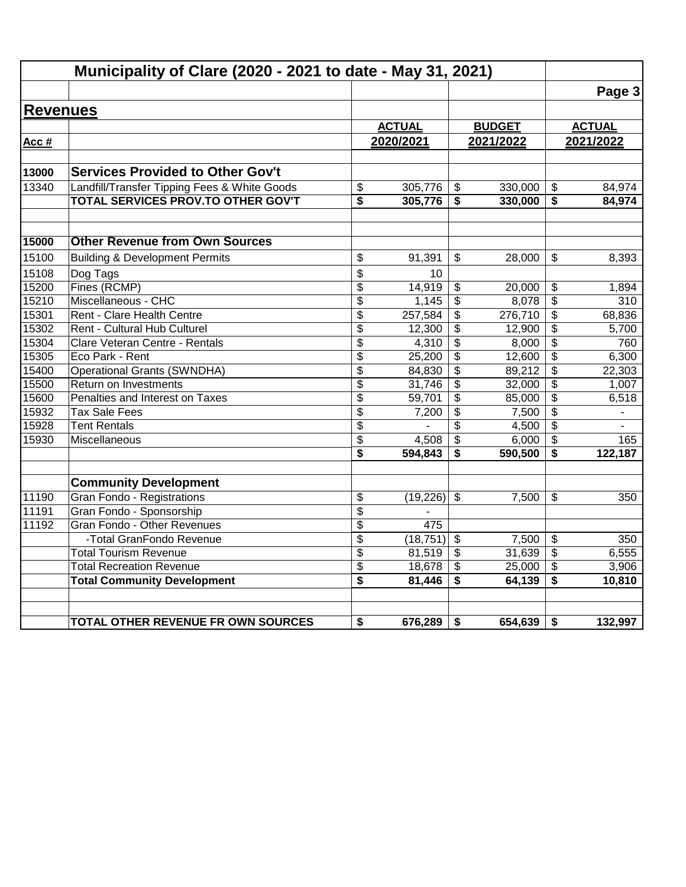## Municipality of Clare (2020 - 2021 to date - May 31, 2021)

**Revenues**

| Acc # | | ACTUAL 2020/2021 | BUDGET 2021/2022 | ACTUAL 2021/2022 |
|---|---|---|---|---|
| **13000** | **Services Provided to Other Gov't** | | | |
| 13340 | Landfill/Transfer Tipping Fees & White Goods | $ 305,776 | $ 330,000 | $ 84,974 |
| | **TOTAL SERVICES PROV.TO OTHER GOV'T** | **$ 305,776** | **$ 330,000** | **$ 84,974** |
| | | | | |
| **15000** | **Other Revenue from Own Sources** | | | |
| 15100 | Building & Development Permits | $ 91,391 | $ 28,000 | $ 8,393 |
| 15108 | Dog Tags | $ 10 | | |
| 15200 | Fines (RCMP) | $ 14,919 | $ 20,000 | $ 1,894 |
| 15210 | Miscellaneous - CHC | $ 1,145 | $ 8,078 | $ 310 |
| 15301 | Rent - Clare Health Centre | $ 257,584 | $ 276,710 | $ 68,836 |
| 15302 | Rent - Cultural Hub Culturel | $ 12,300 | $ 12,900 | $ 5,700 |
| 15304 | Clare Veteran Centre - Rentals | $ 4,310 | $ 8,000 | $ 760 |
| 15305 | Eco Park - Rent | $ 25,200 | $ 12,600 | $ 6,300 |
| 15400 | Operational Grants (SWNDHA) | $ 84,830 | $ 89,212 | $ 22,303 |
| 15500 | Return on Investments | $ 31,746 | $ 32,000 | $ 1,007 |
| 15600 | Penalties and Interest on Taxes | $ 59,701 | $ 85,000 | $ 6,518 |
| 15932 | Tax Sale Fees | $ 7,200 | $ 7,500 | $ - |
| 15928 | Tent Rentals | $ - | $ 4,500 | $ - |
| 15930 | Miscellaneous | $ 4,508 | $ 6,000 | $ 165 |
| | | **$ 594,843** | **$ 590,500** | **$ 122,187** |
| | | | | |
| | **Community Development** | | | |
| 11190 | Gran Fondo - Registrations | $ (19,226) | $ 7,500 | $ 350 |
| 11191 | Gran Fondo - Sponsorship | $ - | | |
| 11192 | Gran Fondo - Other Revenues | $ 475 | | |
| | -Total GranFondo Revenue | $ (18,751) | $ 7,500 | $ 350 |
| | Total Tourism Revenue | $ 81,519 | $ 31,639 | $ 6,555 |
| | Total Recreation Revenue | $ 18,678 | $ 25,000 | $ 3,906 |
| | **Total Community Development** | **$ 81,446** | **$ 64,139** | **$ 10,810** |
| | | | | |
| | **TOTAL OTHER REVENUE FR OWN SOURCES** | **$ 676,289** | **$ 654,639** | **$ 132,997** |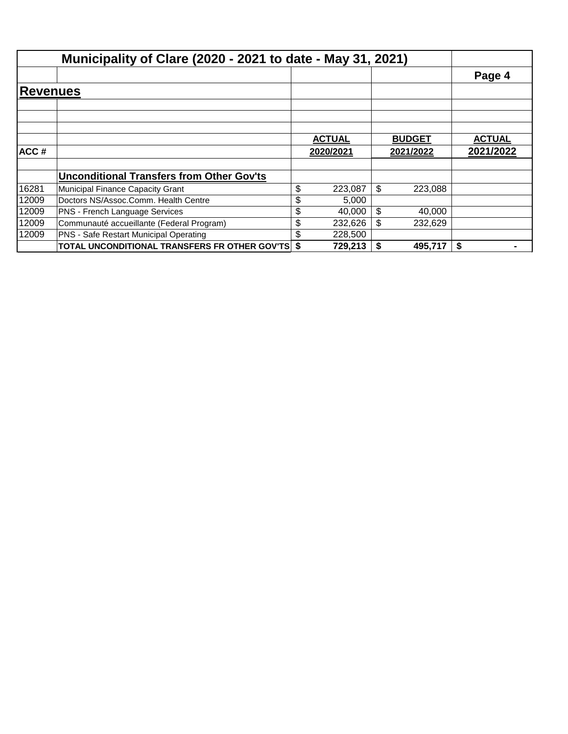# Municipality of Clare (2020 - 2021 to date - May 31, 2021)

Page 4

## Revenues

| ACC # | | ACTUAL 2020/2021 | BUDGET 2021/2022 | ACTUAL 2021/2022 |
|---|---|---|---|---|
| | **Unconditional Transfers from Other Gov'ts** | | | |
| 16281 | Municipal Finance Capacity Grant | $ 223,087 | $ 223,088 | |
| 12009 | Doctors NS/Assoc.Comm. Health Centre | $ 5,000 | | |
| 12009 | PNS - French Language Services | $ 40,000 | $ 40,000 | |
| 12009 | Communauté accueillante (Federal Program) | $ 232,626 | $ 232,629 | |
| 12009 | PNS - Safe Restart Municipal Operating | $ 228,500 | | |
| | **TOTAL UNCONDITIONAL TRANSFERS FR OTHER GOV'TS** | **$ 729,213** | **$ 495,717** | **$ -** |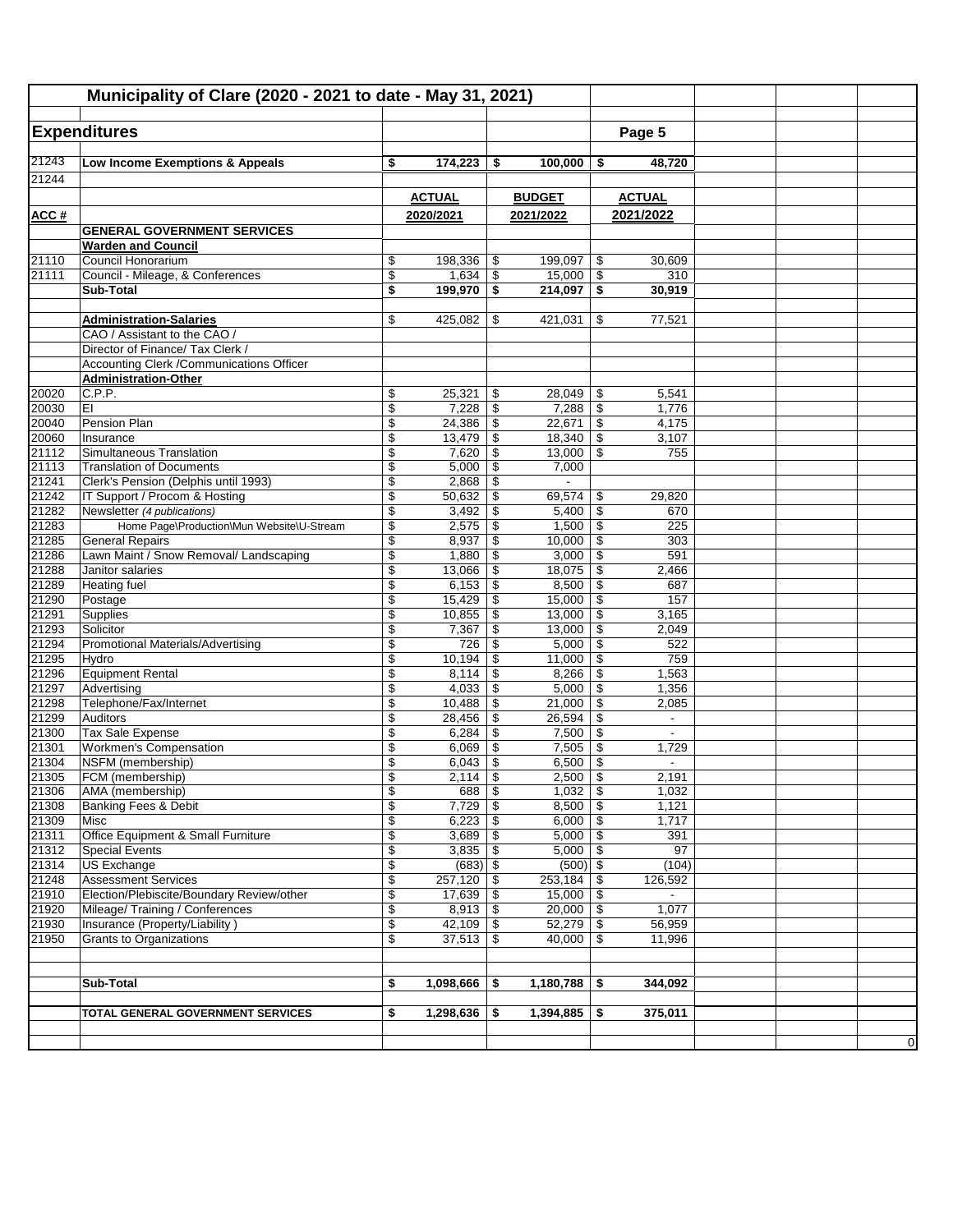# Municipality of Clare (2020 - 2021 to date - May 31, 2021)

## Expenditures

Page 5

| ACC # | | ACTUAL 2020/2021 | BUDGET 2021/2022 | ACTUAL 2021/2022 |
|---|---|---|---|---|
| 21243 | **Low Income Exemptions & Appeals** | **$ 174,223** | **$ 100,000** | **$ 48,720** |
| 21244 | | | | |
| | **GENERAL GOVERNMENT SERVICES** | | | |
| | **Warden and Council** | | | |
| 21110 | Council Honorarium | $ 198,336 | $ 199,097 | $ 30,609 |
| 21111 | Council - Mileage, & Conferences | $ 1,634 | $ 15,000 | $ 310 |
| | **Sub-Total** | **$ 199,970** | **$ 214,097** | **$ 30,919** |
| | | | | |
| | **Administration-Salaries** | $ 425,082 | $ 421,031 | $ 77,521 |
| | CAO / Assistant to the CAO / | | | |
| | Director of Finance/ Tax Clerk / | | | |
| | Accounting Clerk /Communications Officer | | | |
| | **Administration-Other** | | | |
| 20020 | C.P.P. | $ 25,321 | $ 28,049 | $ 5,541 |
| 20030 | EI | $ 7,228 | $ 7,288 | $ 1,776 |
| 20040 | Pension Plan | $ 24,386 | $ 22,671 | $ 4,175 |
| 20060 | Insurance | $ 13,479 | $ 18,340 | $ 3,107 |
| 21112 | Simultaneous Translation | $ 7,620 | $ 13,000 | $ 755 |
| 21113 | Translation of Documents | $ 5,000 | $ 7,000 | |
| 21241 | Clerk's Pension (Delphis until 1993) | $ 2,868 | $ - | |
| 21242 | IT Support / Procom & Hosting | $ 50,632 | $ 69,574 | $ 29,820 |
| 21282 | Newsletter *(4 publications)* | $ 3,492 | $ 5,400 | $ 670 |
| 21283 | Home Page\Production\Mun Website\U-Stream | $ 2,575 | $ 1,500 | $ 225 |
| 21285 | General Repairs | $ 8,937 | $ 10,000 | $ 303 |
| 21286 | Lawn Maint / Snow Removal/ Landscaping | $ 1,880 | $ 3,000 | $ 591 |
| 21288 | Janitor salaries | $ 13,066 | $ 18,075 | $ 2,466 |
| 21289 | Heating fuel | $ 6,153 | $ 8,500 | $ 687 |
| 21290 | Postage | $ 15,429 | $ 15,000 | $ 157 |
| 21291 | Supplies | $ 10,855 | $ 13,000 | $ 3,165 |
| 21293 | Solicitor | $ 7,367 | $ 13,000 | $ 2,049 |
| 21294 | Promotional Materials/Advertising | $ 726 | $ 5,000 | $ 522 |
| 21295 | Hydro | $ 10,194 | $ 11,000 | $ 759 |
| 21296 | Equipment Rental | $ 8,114 | $ 8,266 | $ 1,563 |
| 21297 | Advertising | $ 4,033 | $ 5,000 | $ 1,356 |
| 21298 | Telephone/Fax/Internet | $ 10,488 | $ 21,000 | $ 2,085 |
| 21299 | Auditors | $ 28,456 | $ 26,594 | $ - |
| 21300 | Tax Sale Expense | $ 6,284 | $ 7,500 | $ - |
| 21301 | Workmen's Compensation | $ 6,069 | $ 7,505 | $ 1,729 |
| 21304 | NSFM (membership) | $ 6,043 | $ 6,500 | $ - |
| 21305 | FCM (membership) | $ 2,114 | $ 2,500 | $ 2,191 |
| 21306 | AMA (membership) | $ 688 | $ 1,032 | $ 1,032 |
| 21308 | Banking Fees & Debit | $ 7,729 | $ 8,500 | $ 1,121 |
| 21309 | Misc | $ 6,223 | $ 6,000 | $ 1,717 |
| 21311 | Office Equipment & Small Furniture | $ 3,689 | $ 5,000 | $ 391 |
| 21312 | Special Events | $ 3,835 | $ 5,000 | $ 97 |
| 21314 | US Exchange | $ (683) | $ (500) | $ (104) |
| 21248 | Assessment Services | $ 257,120 | $ 253,184 | $ 126,592 |
| 21910 | Election/Plebiscite/Boundary Review/other | $ 17,639 | $ 15,000 | $ - |
| 21920 | Mileage/ Training / Conferences | $ 8,913 | $ 20,000 | $ 1,077 |
| 21930 | Insurance (Property/Liability ) | $ 42,109 | $ 52,279 | $ 56,959 |
| 21950 | Grants to Organizations | $ 37,513 | $ 40,000 | $ 11,996 |
| | | | | |
| | **Sub-Total** | **$ 1,098,666** | **$ 1,180,788** | **$ 344,092** |
| | | | | |
| | **TOTAL GENERAL GOVERNMENT SERVICES** | **$ 1,298,636** | **$ 1,394,885** | **$ 375,011** |

0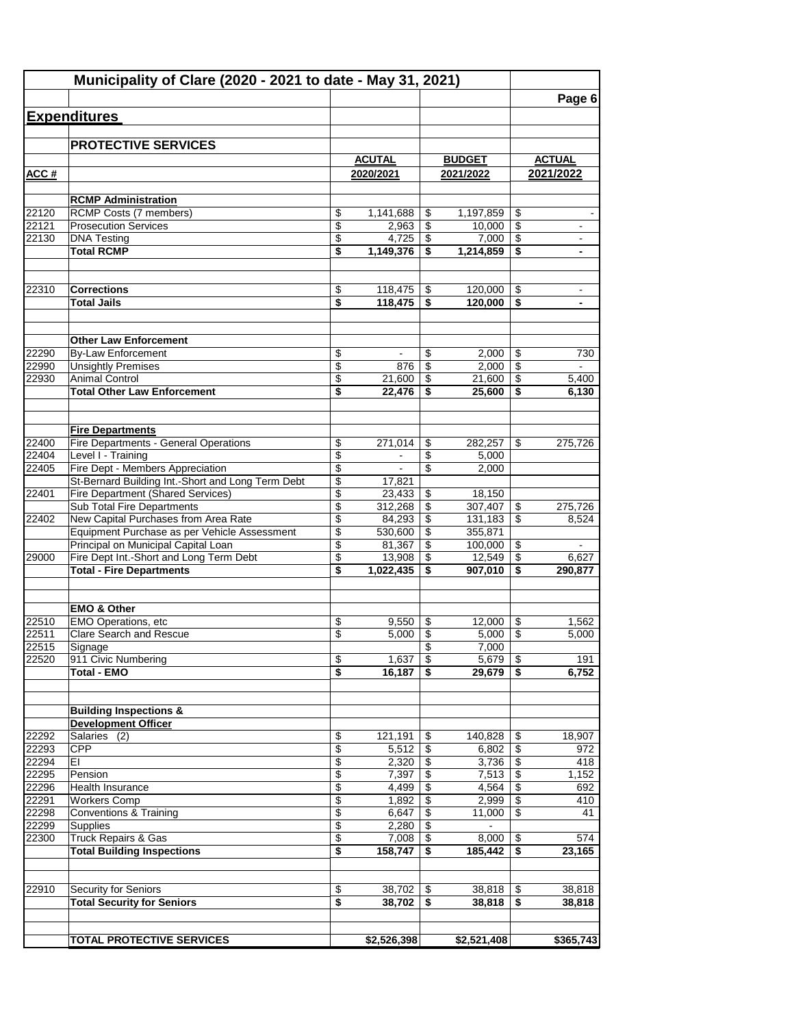# Municipality of Clare (2020 - 2021 to date - May 31, 2021)

## Expenditures

### PROTECTIVE SERVICES

| ACC # | | ACUTAL 2020/2021 | BUDGET 2021/2022 | ACTUAL 2021/2022 |
|---|---|---|---|---|
| | **RCMP Administration** | | | |
| 22120 | RCMP Costs (7 members) | $ 1,141,688 | $ 1,197,859 | $ - |
| 22121 | Prosecution Services | $ 2,963 | $ 10,000 | $ - |
| 22130 | DNA Testing | $ 4,725 | $ 7,000 | $ - |
| | **Total RCMP** | **$ 1,149,376** | **$ 1,214,859** | **$ -** |
| | | | | |
| 22310 | **Corrections** | $ 118,475 | $ 120,000 | $ - |
| | **Total Jails** | **$ 118,475** | **$ 120,000** | **$ -** |
| | | | | |
| | **Other Law Enforcement** | | | |
| 22290 | By-Law Enforcement | $ - | $ 2,000 | $ 730 |
| 22990 | Unsightly Premises | $ 876 | $ 2,000 | $ - |
| 22930 | Animal Control | $ 21,600 | $ 21,600 | $ 5,400 |
| | **Total Other Law Enforcement** | **$ 22,476** | **$ 25,600** | **$ 6,130** |
| | | | | |
| | **Fire Departments** | | | |
| 22400 | Fire Departments - General Operations | $ 271,014 | $ 282,257 | $ 275,726 |
| 22404 | Level I - Training | $ - | $ 5,000 | |
| 22405 | Fire Dept - Members Appreciation | $ - | $ 2,000 | |
| | St-Bernard Building Int.-Short and Long Term Debt | $ 17,821 | | |
| 22401 | Fire Department (Shared Services) | $ 23,433 | $ 18,150 | |
| | Sub Total Fire Departments | $ 312,268 | $ 307,407 | $ 275,726 |
| 22402 | New Capital Purchases from Area Rate | $ 84,293 | $ 131,183 | $ 8,524 |
| | Equipment Purchase as per Vehicle Assessment | $ 530,600 | $ 355,871 | |
| | Principal on Municipal Capital Loan | $ 81,367 | $ 100,000 | $ - |
| 29000 | Fire Dept Int.-Short and Long Term Debt | $ 13,908 | $ 12,549 | $ 6,627 |
| | **Total - Fire Departments** | **$ 1,022,435** | **$ 907,010** | **$ 290,877** |
| | | | | |
| | **EMO & Other** | | | |
| 22510 | EMO Operations, etc | $ 9,550 | $ 12,000 | $ 1,562 |
| 22511 | Clare Search and Rescue | $ 5,000 | $ 5,000 | $ 5,000 |
| 22515 | Signage | | $ 7,000 | |
| 22520 | 911 Civic Numbering | $ 1,637 | $ 5,679 | $ 191 |
| | **Total - EMO** | **$ 16,187** | **$ 29,679** | **$ 6,752** |
| | | | | |
| | **Building Inspections & Development Officer** | | | |
| 22292 | Salaries (2) | $ 121,191 | $ 140,828 | $ 18,907 |
| 22293 | CPP | $ 5,512 | $ 6,802 | $ 972 |
| 22294 | EI | $ 2,320 | $ 3,736 | $ 418 |
| 22295 | Pension | $ 7,397 | $ 7,513 | $ 1,152 |
| 22296 | Health Insurance | $ 4,499 | $ 4,564 | $ 692 |
| 22291 | Workers Comp | $ 1,892 | $ 2,999 | $ 410 |
| 22298 | Conventions & Training | $ 6,647 | $ 11,000 | $ 41 |
| 22299 | Supplies | $ 2,280 | $ - | |
| 22300 | Truck Repairs & Gas | $ 7,008 | $ 8,000 | $ 574 |
| | **Total Building Inspections** | **$ 158,747** | **$ 185,442** | **$ 23,165** |
| | | | | |
| 22910 | Security for Seniors | $ 38,702 | $ 38,818 | $ 38,818 |
| | **Total Security for Seniors** | **$ 38,702** | **$ 38,818** | **$ 38,818** |
| | | | | |
| | **TOTAL PROTECTIVE SERVICES** | **$2,526,398** | **$2,521,408** | **$365,743** |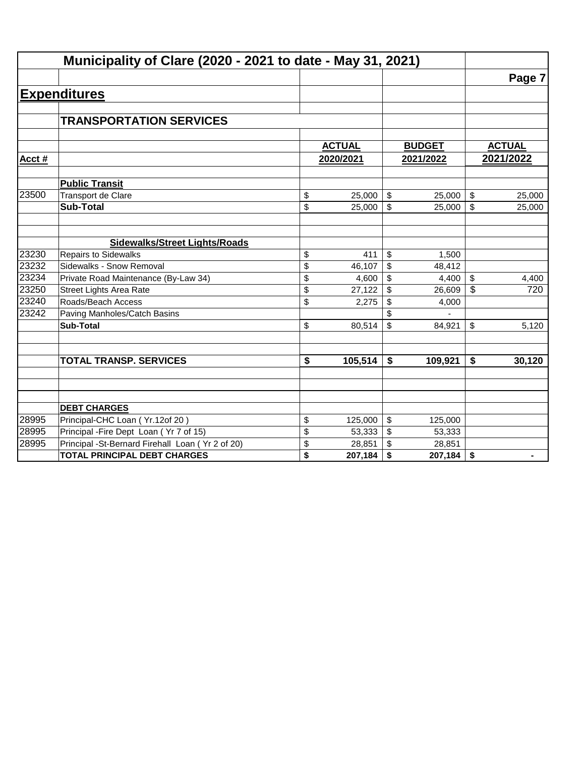# Municipality of Clare (2020 - 2021 to date - May 31, 2021)

## Expenditures

### TRANSPORTATION SERVICES

| Acct # | | ACTUAL 2020/2021 | BUDGET 2021/2022 | ACTUAL 2021/2022 |
|---|---|---|---|---|
| | **Public Transit** | | | |
| 23500 | Transport de Clare | $ 25,000 | $ 25,000 | $ 25,000 |
| | **Sub-Total** | $ 25,000 | $ 25,000 | $ 25,000 |
| | | | | |
| | **Sidewalks/Street Lights/Roads** | | | |
| 23230 | Repairs to Sidewalks | $ 411 | $ 1,500 | |
| 23232 | Sidewalks - Snow Removal | $ 46,107 | $ 48,412 | |
| 23234 | Private Road Maintenance (By-Law 34) | $ 4,600 | $ 4,400 | $ 4,400 |
| 23250 | Street Lights Area Rate | $ 27,122 | $ 26,609 | $ 720 |
| 23240 | Roads/Beach Access | $ 2,275 | $ 4,000 | |
| 23242 | Paving Manholes/Catch Basins | | $ - | |
| | **Sub-Total** | $ 80,514 | $ 84,921 | $ 5,120 |
| | | | | |
| | **TOTAL TRANSP. SERVICES** | **$ 105,514** | **$ 109,921** | **$ 30,120** |
| | | | | |
| | **DEBT CHARGES** | | | |
| 28995 | Principal-CHC Loan ( Yr.12of 20 ) | $ 125,000 | $ 125,000 | |
| 28995 | Principal -Fire Dept Loan ( Yr 7 of 15) | $ 53,333 | $ 53,333 | |
| 28995 | Principal -St-Bernard Firehall Loan ( Yr 2 of 20) | $ 28,851 | $ 28,851 | |
| | **TOTAL PRINCIPAL DEBT CHARGES** | **$ 207,184** | **$ 207,184** | **$ -** |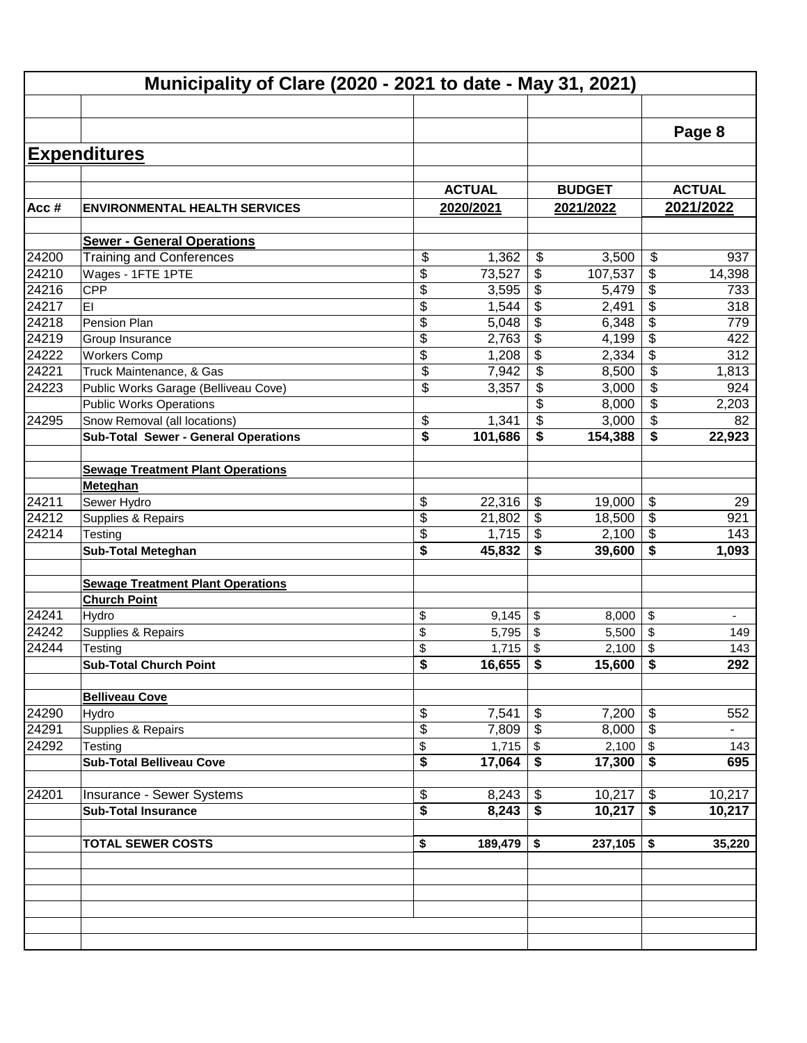# Municipality of Clare (2020 - 2021 to date - May 31, 2021)

Page 8

## Expenditures

| Acc # | ENVIRONMENTAL HEALTH SERVICES | ACTUAL 2020/2021 | BUDGET 2021/2022 | ACTUAL 2021/2022 |
|---|---|---|---|---|
| | **Sewer - General Operations** | | | |
| 24200 | Training and Conferences | $ 1,362 | $ 3,500 | $ 937 |
| 24210 | Wages - 1FTE 1PTE | $ 73,527 | $ 107,537 | $ 14,398 |
| 24216 | CPP | $ 3,595 | $ 5,479 | $ 733 |
| 24217 | EI | $ 1,544 | $ 2,491 | $ 318 |
| 24218 | Pension Plan | $ 5,048 | $ 6,348 | $ 779 |
| 24219 | Group Insurance | $ 2,763 | $ 4,199 | $ 422 |
| 24222 | Workers Comp | $ 1,208 | $ 2,334 | $ 312 |
| 24221 | Truck Maintenance, & Gas | $ 7,942 | $ 8,500 | $ 1,813 |
| 24223 | Public Works Garage (Belliveau Cove) | $ 3,357 | $ 3,000 | $ 924 |
| | Public Works Operations | | $ 8,000 | $ 2,203 |
| 24295 | Snow Removal (all locations) | $ 1,341 | $ 3,000 | $ 82 |
| | **Sub-Total Sewer - General Operations** | **$ 101,686** | **$ 154,388** | **$ 22,923** |
| | | | | |
| | **Sewage Treatment Plant Operations** | | | |
| | **Meteghan** | | | |
| 24211 | Sewer Hydro | $ 22,316 | $ 19,000 | $ 29 |
| 24212 | Supplies & Repairs | $ 21,802 | $ 18,500 | $ 921 |
| 24214 | Testing | $ 1,715 | $ 2,100 | $ 143 |
| | **Sub-Total Meteghan** | **$ 45,832** | **$ 39,600** | **$ 1,093** |
| | | | | |
| | **Sewage Treatment Plant Operations** | | | |
| | **Church Point** | | | |
| 24241 | Hydro | $ 9,145 | $ 8,000 | $ - |
| 24242 | Supplies & Repairs | $ 5,795 | $ 5,500 | $ 149 |
| 24244 | Testing | $ 1,715 | $ 2,100 | $ 143 |
| | **Sub-Total Church Point** | **$ 16,655** | **$ 15,600** | **$ 292** |
| | | | | |
| | **Belliveau Cove** | | | |
| 24290 | Hydro | $ 7,541 | $ 7,200 | $ 552 |
| 24291 | Supplies & Repairs | $ 7,809 | $ 8,000 | $ - |
| 24292 | Testing | $ 1,715 | $ 2,100 | $ 143 |
| | **Sub-Total Belliveau Cove** | **$ 17,064** | **$ 17,300** | **$ 695** |
| | | | | |
| 24201 | Insurance - Sewer Systems | $ 8,243 | $ 10,217 | $ 10,217 |
| | **Sub-Total Insurance** | **$ 8,243** | **$ 10,217** | **$ 10,217** |
| | | | | |
| | **TOTAL SEWER COSTS** | **$ 189,479** | **$ 237,105** | **$ 35,220** |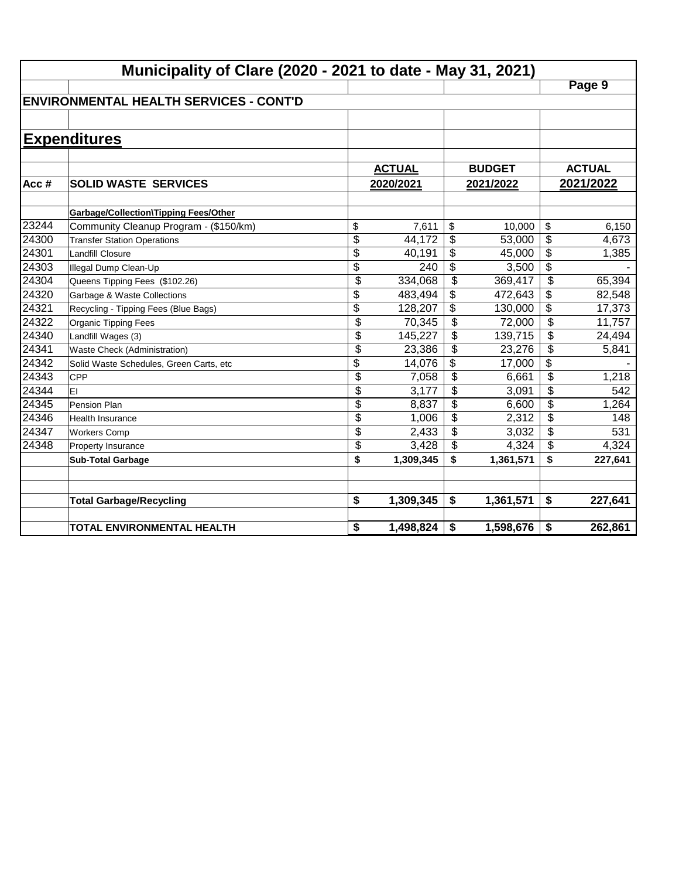# Municipality of Clare (2020 - 2021 to date - May 31, 2021)

## ENVIRONMENTAL HEALTH SERVICES - CONT'D

## Expenditures

| Acc # | SOLID WASTE SERVICES | ACTUAL 2020/2021 | BUDGET 2021/2022 | ACTUAL 2021/2022 |
|---|---|---|---|---|
| | **Garbage/Collection\Tipping Fees/Other** | | | |
| 23244 | Community Cleanup Program - ($150/km) | $ 7,611 | $ 10,000 | $ 6,150 |
| 24300 | Transfer Station Operations | $ 44,172 | $ 53,000 | $ 4,673 |
| 24301 | Landfill Closure | $ 40,191 | $ 45,000 | $ 1,385 |
| 24303 | Illegal Dump Clean-Up | $ 240 | $ 3,500 | $ - |
| 24304 | Queens Tipping Fees ($102.26) | $ 334,068 | $ 369,417 | $ 65,394 |
| 24320 | Garbage & Waste Collections | $ 483,494 | $ 472,643 | $ 82,548 |
| 24321 | Recycling - Tipping Fees (Blue Bags) | $ 128,207 | $ 130,000 | $ 17,373 |
| 24322 | Organic Tipping Fees | $ 70,345 | $ 72,000 | $ 11,757 |
| 24340 | Landfill Wages (3) | $ 145,227 | $ 139,715 | $ 24,494 |
| 24341 | Waste Check (Administration) | $ 23,386 | $ 23,276 | $ 5,841 |
| 24342 | Solid Waste Schedules, Green Carts, etc | $ 14,076 | $ 17,000 | $ - |
| 24343 | CPP | $ 7,058 | $ 6,661 | $ 1,218 |
| 24344 | EI | $ 3,177 | $ 3,091 | $ 542 |
| 24345 | Pension Plan | $ 8,837 | $ 6,600 | $ 1,264 |
| 24346 | Health Insurance | $ 1,006 | $ 2,312 | $ 148 |
| 24347 | Workers Comp | $ 2,433 | $ 3,032 | $ 531 |
| 24348 | Property Insurance | $ 3,428 | $ 4,324 | $ 4,324 |
| | **Sub-Total Garbage** | **$ 1,309,345** | **$ 1,361,571** | **$ 227,641** |
| | | | | |
| | **Total Garbage/Recycling** | **$ 1,309,345** | **$ 1,361,571** | **$ 227,641** |
| | | | | |
| | **TOTAL ENVIRONMENTAL HEALTH** | **$ 1,498,824** | **$ 1,598,676** | **$ 262,861** |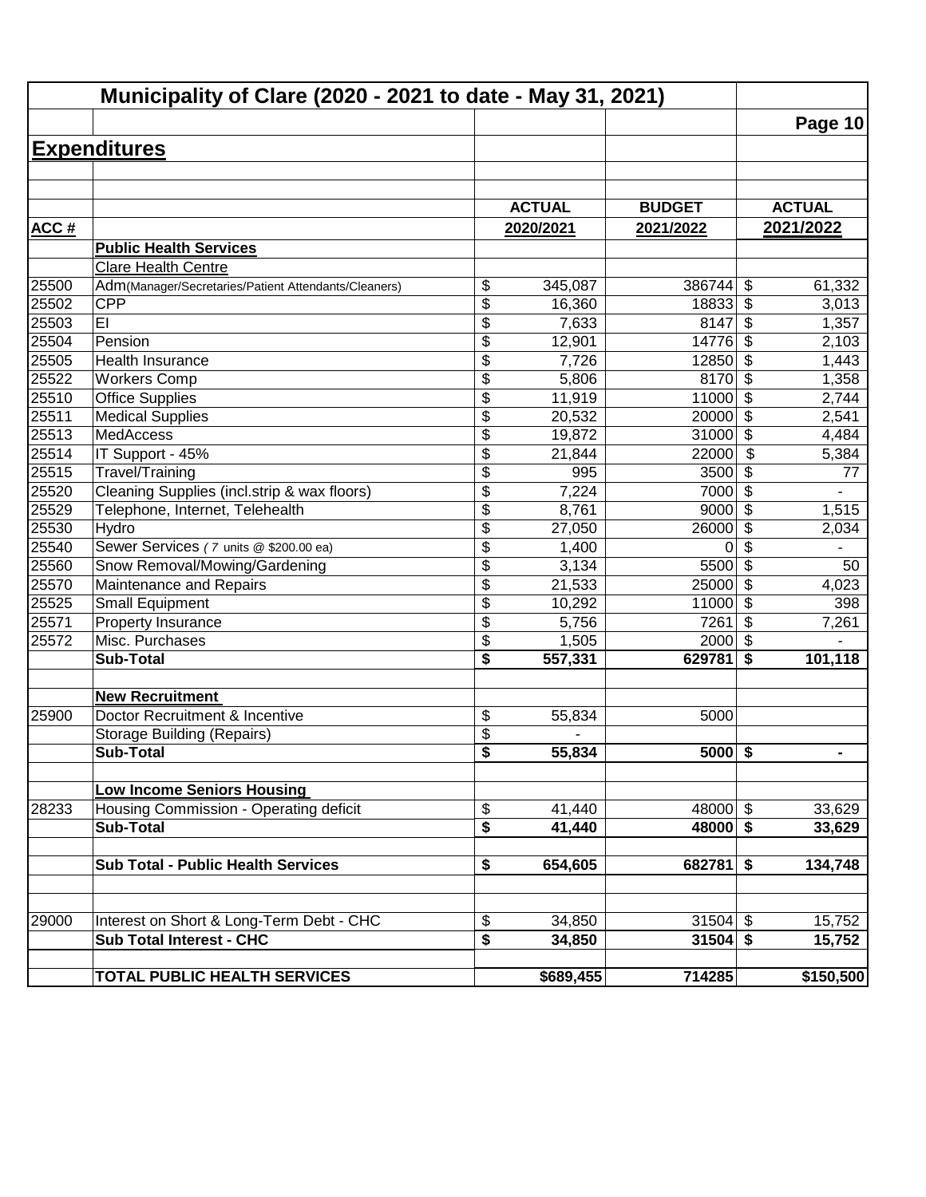# Municipality of Clare (2020 - 2021 to date - May 31, 2021)

## Expenditures

| ACC # | | ACTUAL 2020/2021 | BUDGET 2021/2022 | ACTUAL 2021/2022 |
|---|---|---|---|---|
| | **Public Health Services** | | | |
| | Clare Health Centre | | | |
| 25500 | Adm(Manager/Secretaries/Patient Attendants/Cleaners) | $ 345,087 | 386744 | $ 61,332 |
| 25502 | CPP | $ 16,360 | 18833 | $ 3,013 |
| 25503 | EI | $ 7,633 | 8147 | $ 1,357 |
| 25504 | Pension | $ 12,901 | 14776 | $ 2,103 |
| 25505 | Health Insurance | $ 7,726 | 12850 | $ 1,443 |
| 25522 | Workers Comp | $ 5,806 | 8170 | $ 1,358 |
| 25510 | Office Supplies | $ 11,919 | 11000 | $ 2,744 |
| 25511 | Medical Supplies | $ 20,532 | 20000 | $ 2,541 |
| 25513 | MedAccess | $ 19,872 | 31000 | $ 4,484 |
| 25514 | IT Support - 45% | $ 21,844 | 22000 | $ 5,384 |
| 25515 | Travel/Training | $ 995 | 3500 | $ 77 |
| 25520 | Cleaning Supplies (incl.strip & wax floors) | $ 7,224 | 7000 | $ - |
| 25529 | Telephone, Internet, Telehealth | $ 8,761 | 9000 | $ 1,515 |
| 25530 | Hydro | $ 27,050 | 26000 | $ 2,034 |
| 25540 | Sewer Services ( *7* units @ $200.00 ea) | $ 1,400 | 0 | $ - |
| 25560 | Snow Removal/Mowing/Gardening | $ 3,134 | 5500 | $ 50 |
| 25570 | Maintenance and Repairs | $ 21,533 | 25000 | $ 4,023 |
| 25525 | Small Equipment | $ 10,292 | 11000 | $ 398 |
| 25571 | Property Insurance | $ 5,756 | 7261 | $ 7,261 |
| 25572 | Misc. Purchases | $ 1,505 | 2000 | $ - |
| | **Sub-Total** | **$ 557,331** | **629781** | **$ 101,118** |
| | | | | |
| | **New Recruitment** | | | |
| 25900 | Doctor Recruitment & Incentive | $ 55,834 | 5000 | |
| | Storage Building (Repairs) | $ - | | |
| | **Sub-Total** | **$ 55,834** | **5000** | **$ -** |
| | | | | |
| | **Low Income Seniors Housing** | | | |
| 28233 | Housing Commission - Operating deficit | $ 41,440 | 48000 | $ 33,629 |
| | **Sub-Total** | **$ 41,440** | **48000** | **$ 33,629** |
| | | | | |
| | **Sub Total - Public Health Services** | **$ 654,605** | **682781** | **$ 134,748** |
| | | | | |
| 29000 | Interest on Short & Long-Term Debt - CHC | $ 34,850 | 31504 | $ 15,752 |
| | **Sub Total Interest - CHC** | **$ 34,850** | **31504** | **$ 15,752** |
| | | | | |
| | **TOTAL PUBLIC HEALTH SERVICES** | **$689,455** | **714285** | **$150,500** |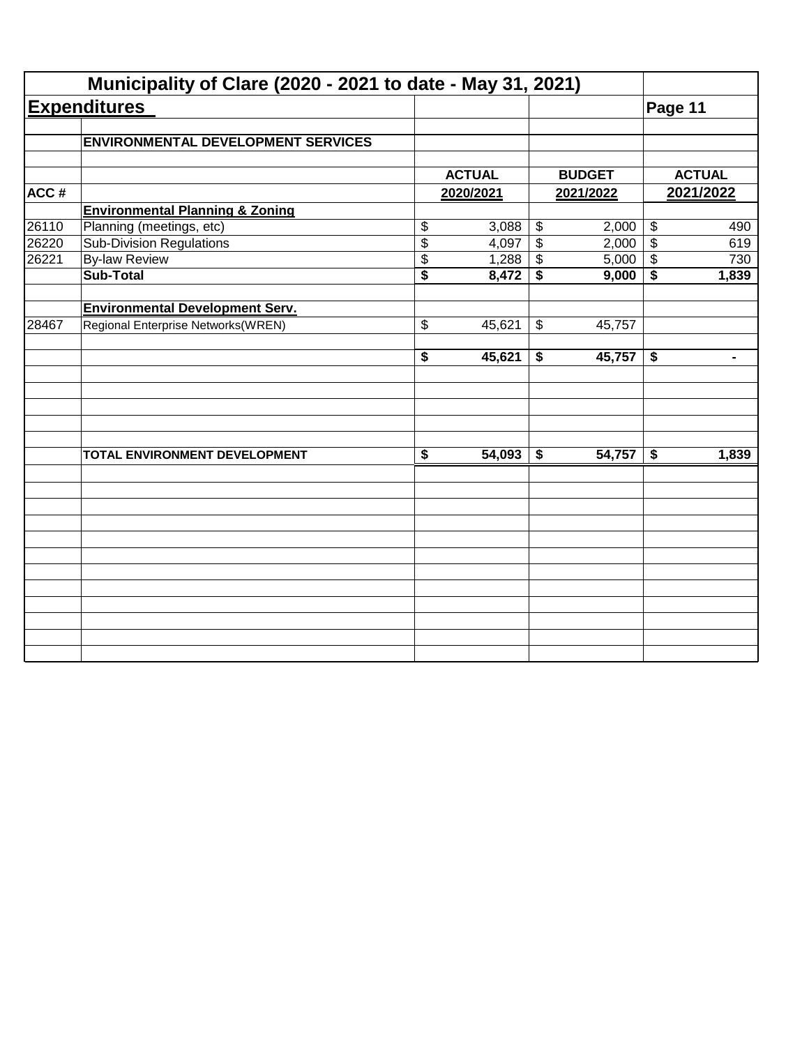# Municipality of Clare (2020 - 2021 to date - May 31, 2021)

## Expenditures

Page 11

| ACC # | ENVIRONMENTAL DEVELOPMENT SERVICES | ACTUAL 2020/2021 | BUDGET 2021/2022 | ACTUAL 2021/2022 |
|---|---|---|---|---|
| | **Environmental Planning & Zoning** | | | |
| 26110 | Planning (meetings, etc) | $ 3,088 | $ 2,000 | $ 490 |
| 26220 | Sub-Division Regulations | $ 4,097 | $ 2,000 | $ 619 |
| 26221 | By-law Review | $ 1,288 | $ 5,000 | $ 730 |
| | **Sub-Total** | **$ 8,472** | **$ 9,000** | **$ 1,839** |
| | | | | |
| | **Environmental Development Serv.** | | | |
| 28467 | Regional Enterprise Networks(WREN) | $ 45,621 | $ 45,757 | |
| | | | | |
| | | **$ 45,621** | **$ 45,757** | **$ -** |
| | | | | |
| | **TOTAL ENVIRONMENT DEVELOPMENT** | **$ 54,093** | **$ 54,757** | **$ 1,839** |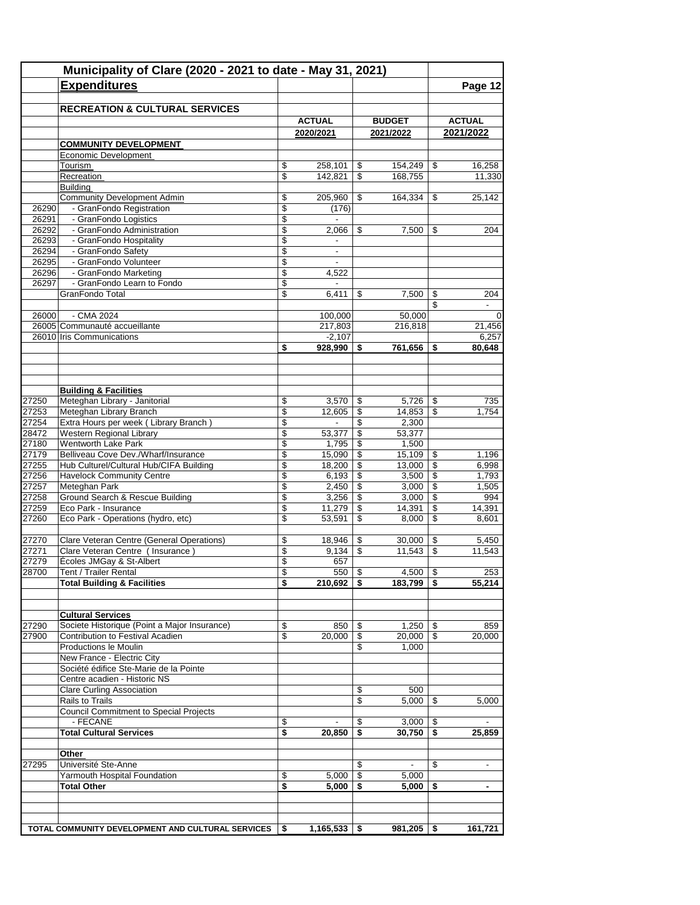# Municipality of Clare (2020 - 2021 to date - May 31, 2021)

## Expenditures

### RECREATION & CULTURAL SERVICES

| Code | Description | ACTUAL 2020/2021 | BUDGET 2021/2022 | ACTUAL 2021/2022 |
|---|---|---|---|---|
| | **COMMUNITY DEVELOPMENT** | | | |
| | Economic Development | | | |
| | Tourism | $ 258,101 | $ 154,249 | $ 16,258 |
| | Recreation | $ 142,821 | $ 168,755 | 11,330 |
| | Building | | | |
| | Community Development Admin | $ 205,960 | $ 164,334 | $ 25,142 |
| 26290 | - GranFondo Registration | $ (176) | | |
| 26291 | - GranFondo Logistics | $ - | | |
| 26292 | - GranFondo Administration | $ 2,066 | $ 7,500 | $ 204 |
| 26293 | - GranFondo Hospitality | $ - | | |
| 26294 | - GranFondo Safety | $ - | | |
| 26295 | - GranFondo Volunteer | $ - | | |
| 26296 | - GranFondo Marketing | $ 4,522 | | |
| 26297 | - GranFondo Learn to Fondo | $ - | | |
| | GranFondo Total | $ 6,411 | $ 7,500 | $ 204 |
| | | | | $ - |
| 26000 | - CMA 2024 | 100,000 | 50,000 | 0 |
| 26005 | Communauté accueillante | 217,803 | 216,818 | 21,456 |
| 26010 | Iris Communications | -2,107 | | 6,257 |
| | | **$ 928,990** | **$ 761,656** | **$ 80,648** |
| | | | | |
| | **Building & Facilities** | | | |
| 27250 | Meteghan Library - Janitorial | $ 3,570 | $ 5,726 | $ 735 |
| 27253 | Meteghan Library Branch | $ 12,605 | $ 14,853 | $ 1,754 |
| 27254 | Extra Hours per week ( Library Branch ) | $ - | $ 2,300 | |
| 28472 | Western Regional Library | $ 53,377 | $ 53,377 | |
| 27180 | Wentworth Lake Park | $ 1,795 | $ 1,500 | |
| 27179 | Belliveau Cove Dev./Wharf/Insurance | $ 15,090 | $ 15,109 | $ 1,196 |
| 27255 | Hub Culturel/Cultural Hub/CIFA Building | $ 18,200 | $ 13,000 | $ 6,998 |
| 27256 | Havelock Community Centre | $ 6,193 | $ 3,500 | $ 1,793 |
| 27257 | Meteghan Park | $ 2,450 | $ 3,000 | $ 1,505 |
| 27258 | Ground Search & Rescue Building | $ 3,256 | $ 3,000 | $ 994 |
| 27259 | Eco Park - Insurance | $ 11,279 | $ 14,391 | $ 14,391 |
| 27260 | Eco Park - Operations (hydro, etc) | $ 53,591 | $ 8,000 | $ 8,601 |
| | | | | |
| 27270 | Clare Veteran Centre (General Operations) | $ 18,946 | $ 30,000 | $ 5,450 |
| 27271 | Clare Veteran Centre ( Insurance ) | $ 9,134 | $ 11,543 | $ 11,543 |
| 27279 | Écoles JMGay & St-Albert | $ 657 | | |
| 28700 | Tent / Trailer Rental | $ 550 | $ 4,500 | $ 253 |
| | **Total Building & Facilities** | **$ 210,692** | **$ 183,799** | **$ 55,214** |
| | | | | |
| | **Cultural Services** | | | |
| 27290 | Societe Historique (Point a Major Insurance) | $ 850 | $ 1,250 | $ 859 |
| 27900 | Contribution to Festival Acadien | $ 20,000 | $ 20,000 | $ 20,000 |
| | Productions le Moulin | | $ 1,000 | |
| | New France - Electric City | | | |
| | Société édifice Ste-Marie de la Pointe | | | |
| | Centre acadien - Historic NS | | | |
| | Clare Curling Association | | $ 500 | |
| | Rails to Trails | | $ 5,000 | $ 5,000 |
| | Council Commitment to Special Projects | | | |
| | - FECANE | $ - | $ 3,000 | $ - |
| | **Total Cultural Services** | **$ 20,850** | **$ 30,750** | **$ 25,859** |
| | | | | |
| | **Other** | | | |
| 27295 | Université Ste-Anne | | $ - | $ - |
| | Yarmouth Hospital Foundation | $ 5,000 | $ 5,000 | |
| | **Total Other** | **$ 5,000** | **$ 5,000** | **$ -** |
| | | | | |
| | **TOTAL COMMUNITY DEVELOPMENT AND CULTURAL SERVICES** | **$ 1,165,533** | **$ 981,205** | **$ 161,721** |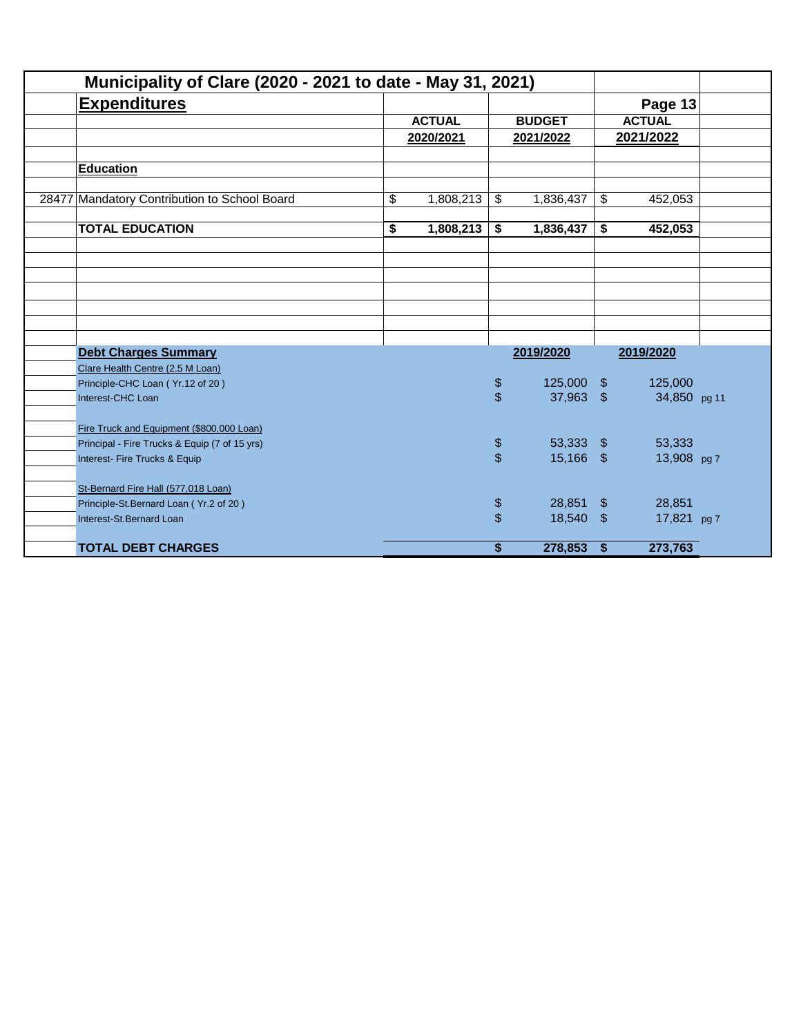# Municipality of Clare (2020 - 2021 to date - May 31, 2021)

## Expenditures

Page 13

| | | ACTUAL 2020/2021 | BUDGET 2021/2022 | ACTUAL 2021/2022 | |
|---|---|---|---|---|---|
| | **Education** | | | | |
| 28477 | Mandatory Contribution to School Board | $ 1,808,213 | $ 1,836,437 | $ 452,053 | |
| | **TOTAL EDUCATION** | **$ 1,808,213** | **$ 1,836,437** | **$ 452,053** | |

| | | | 2019/2020 | 2019/2020 | |
|---|---|---|---|---|---|
| | **Debt Charges Summary** | | | | |
| | Clare Health Centre (2.5 M Loan) | | | | |
| | Principle-CHC Loan ( Yr.12 of 20 ) | | $ 125,000 | $ 125,000 | |
| | Interest-CHC Loan | | $ 37,963 | $ 34,850 | pg 11 |
| | Fire Truck and Equipment ($800,000 Loan) | | | | |
| | Principal - Fire Trucks & Equip (7 of 15 yrs) | | $ 53,333 | $ 53,333 | |
| | Interest- Fire Trucks & Equip | | $ 15,166 | $ 13,908 | pg 7 |
| | St-Bernard Fire Hall (577,018 Loan) | | | | |
| | Principle-St.Bernard Loan ( Yr.2 of 20 ) | | $ 28,851 | $ 28,851 | |
| | Interest-St.Bernard Loan | | $ 18,540 | $ 17,821 | pg 7 |
| | **TOTAL DEBT CHARGES** | | **$ 278,853** | **$ 273,763** | |